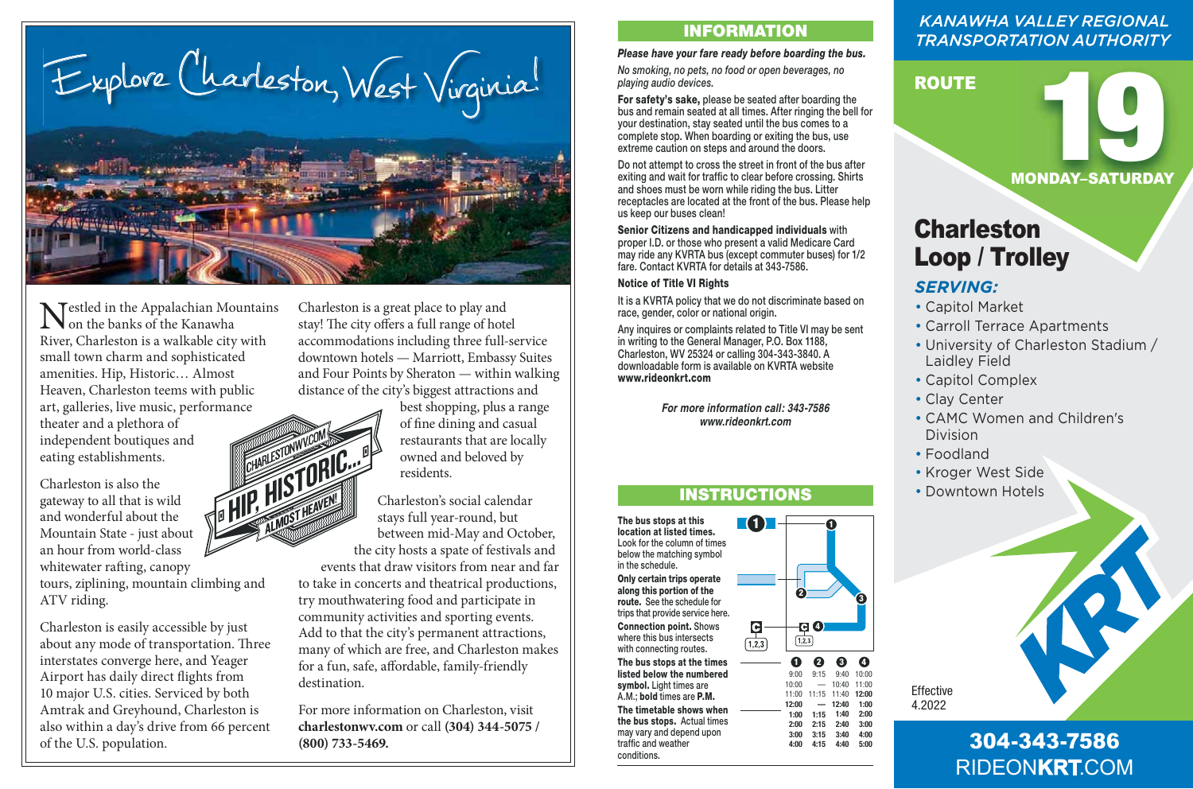# Explore Charleston, West Virginia!

Nestled in the Appalachian Mountains on the banks of the Kanawha River, Charleston is a walkable city with small town charm and sophisticated amenities. Hip, Historic… Almost Heaven, Charleston teems with public art, galleries, live music, performance theater and a plethora of independent boutiques and eating establishments.

Charleston is also the gateway to all that is wild and wonderful about the Mountain State - just about an hour from world-class whitewater rafting, canopy tours, ziplining, mountain climbing and ATV riding.

Charleston is easily accessible by just about any mode of transportation. Three interstates converge here, and Yeager Airport has daily direct flights from 10 major U.S. cities. Serviced by both Amtrak and Greyhound, Charleston is also within a day's drive from 66 percent of the U.S. population.

Charleston is a great place to play and stay! The city offers a full range of hotel accommodations including three full-service downtown hotels — Marriott, Embassy Suites and Four Points by Sheraton — within walking distance of the city's biggest attractions and best shopping, plus a range of fine dining and casual restaurants that are locally owned and beloved by residents.

CHARLESTONWV.COM
HIP, HISTORIC…
ALMOST HEAVEN!

Charleston's social calendar stays full year-round, but between mid-May and October, the city hosts a spate of festivals and events that draw visitors from near and far to take in concerts and theatrical productions, try mouthwatering food and participate in community activities and sporting events. Add to that the city's permanent attractions, many of which are free, and Charleston makes for a fun, safe, affordable, family-friendly destination.

For more information on Charleston, visit **charlestonwv.com** or call **(304) 344-5075 / (800) 733-5469.**

## INFORMATION

***Please have your fare ready before boarding the bus.***

*No smoking, no pets, no food or open beverages, no playing audio devices.*

**For safety's sake,** please be seated after boarding the bus and remain seated at all times. After ringing the bell for your destination, stay seated until the bus comes to a complete stop. When boarding or exiting the bus, use extreme caution on steps and around the doors.

Do not attempt to cross the street in front of the bus after exiting and wait for traffic to clear before crossing. Shirts and shoes must be worn while riding the bus. Litter receptacles are located at the front of the bus. Please help us keep our buses clean!

**Senior Citizens and handicapped individuals** with proper I.D. or those who present a valid Medicare Card may ride any KVRTA bus (except commuter buses) for 1/2 fare. Contact KVRTA for details at 343-7586.

**Notice of Title VI Rights**

It is a KVRTA policy that we do not discriminate based on race, gender, color or national origin.

Any inquires or complaints related to Title VI may be sent in writing to the General Manager, P.O. Box 1188, Charleston, WV 25324 or calling 304-343-3840. A downloadable form is available on KVRTA website **www.rideonkrt.com**

***For more information call: 343-7586***
***www.rideonkrt.com***

## INSTRUCTIONS

**The bus stops at this location at listed times.** Look for the column of times below the matching symbol in the schedule.

**Only certain trips operate along this portion of the route.** See the schedule for trips that provide service here.

**Connection point.** Shows where this bus intersects with connecting routes.

**The bus stops at the times listed below the numbered symbol.** Light times are A.M.; **bold** times are **P.M.**

**The timetable shows when the bus stops.** Actual times may vary and depend upon traffic and weather conditions.

| 1 | 2 | 3 | 4 |
|---|---|---|---|
| 9:00 | 9:15 | 9:40 | 10:00 |
| 10:00 | — | 10:40 | 11:00 |
| 11:00 | 11:15 | 11:40 | **12:00** |
| **12:00** | — | **12:40** | **1:00** |
| **1:00** | **1:15** | **1:40** | **2:00** |
| **2:00** | **2:15** | **2:40** | **3:00** |
| **3:00** | **3:15** | **3:40** | **4:00** |
| **4:00** | **4:15** | **4:40** | **5:00** |

## *KANAWHA VALLEY REGIONAL TRANSPORTATION AUTHORITY*

# ROUTE 19

**MONDAY–SATURDAY**

# Charleston Loop / Trolley

### *SERVING:*

- Capitol Market
- Carroll Terrace Apartments
- University of Charleston Stadium / Laidley Field
- Capitol Complex
- Clay Center
- CAMC Women and Children's Division
- Foodland
- Kroger West Side
- Downtown Hotels

Effective 4.2022

KRT

**304-343-7586**
RIDEON**KRT**.COM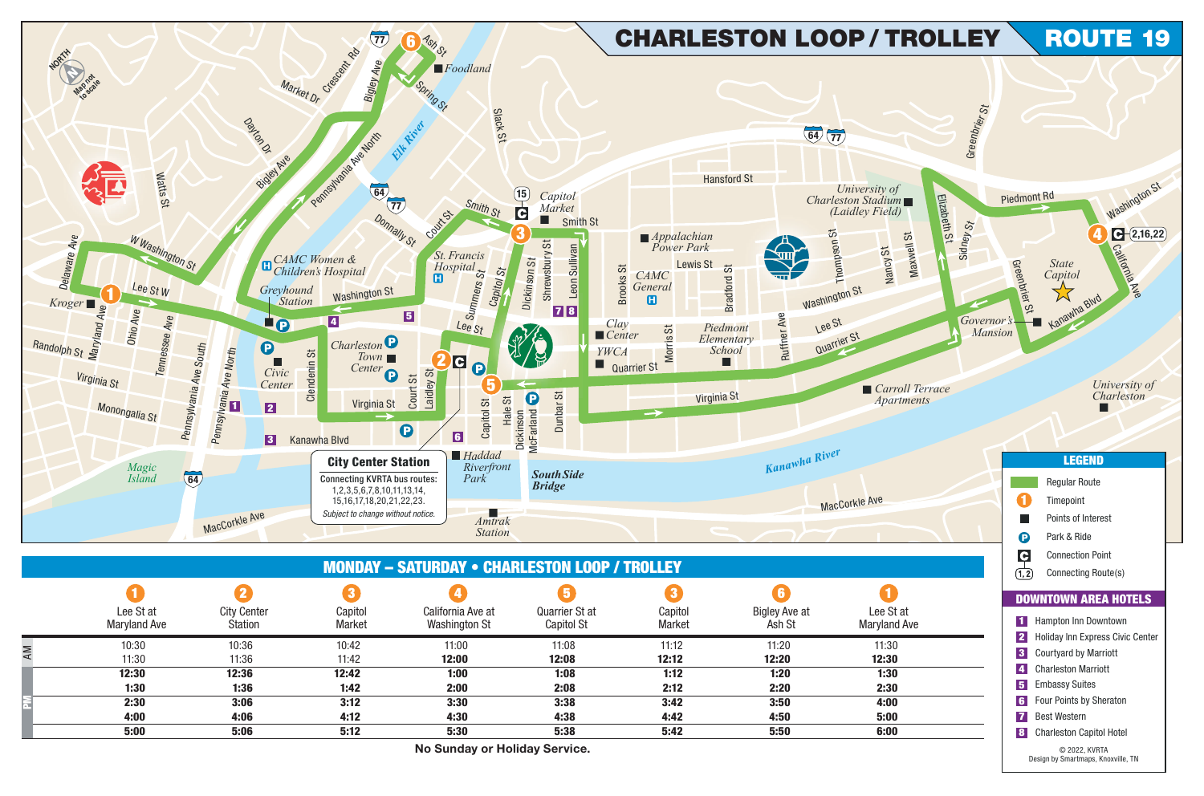# CHARLESTON LOOP / TROLLEY

# ROUTE 19

NORTH
Map not to scale

Ash St
Foodland
Spring St
Bigley Ave
Crescent Rd
Market Dr
Dayton Dr
Bigley Ave
Pennsylvania Ave North
Elk River
Slack St
Watts St
W Washington St
Delaware Ave
Lee St W
Kroger
Maryland Ave
Ohio Ave
Tennessee Ave
Randolph St
Virginia St
Monongalia St
Pennsylvania Ave South
Pennsylvania Ave North
CAMC Women & Children's Hospital
Greyhound Station
Civic Center
Clendenin St
Washington St
Charleston Town Center
Virginia St
Kanawha Blvd
Court St
Laidley St
Donnally St
Court St
Smith St
St. Francis Hospital
Summers St
Capitol St
Lee St
Capitol Market
Smith St
Dickinson St
Shrewsbury St
Leon Sullivan
Hale St
Dickinson
McFarland
Dunbar St
Capitol St
Appalachian Power Park
Brooks St
CAMC General
Lewis St
Clay Center
YWCA
Quarrier St
Morris St
Piedmont Elementary School
Bradford St
Virginia St
Hansford St
University of Charleston Stadium (Laidley Field)
Thompson St
Nancy St
Maxwell St
Washington St
Ruffner Ave
Lee St
Quarrier St
Carroll Terrace Apartments
Elizabeth St
Sidney St
Greenbrier St
Piedmont Rd
Washington St
California Ave
State Capitol
Governor's Mansion
Kanawha Blvd
University of Charleston
Kanawha River
MacCorkle Ave
Magic Island
Haddad Riverfront Park
South Side Bridge
Amtrak Station

**City Center Station**

Connecting KVRTA bus routes: 1,2,3,5,6,7,8,10,11,13,14, 15,16,17,18,20,21,22,23.

*Subject to change without notice.*

## LEGEND

- Regular Route
- Timepoint
- Points of Interest
- Park & Ride
- Connection Point
- Connecting Route(s)

## DOWNTOWN AREA HOTELS

1. Hampton Inn Downtown
2. Holiday Inn Express Civic Center
3. Courtyard by Marriott
4. Charleston Marriott
5. Embassy Suites
6. Four Points by Sheraton
7. Best Western
8. Charleston Capitol Hotel

© 2022, KVRTA
Design by Smartmaps, Knoxville, TN

## MONDAY – SATURDAY • CHARLESTON LOOP / TROLLEY

| | 1 Lee St at Maryland Ave | 2 City Center Station | 3 Capitol Market | 4 California Ave at Washington St | 5 Quarrier St at Capitol St | 3 Capitol Market | 6 Bigley Ave at Ash St | 1 Lee St at Maryland Ave |
|---|---|---|---|---|---|---|---|---|
| AM | 10:30 | 10:36 | 10:42 | 11:00 | 11:08 | 11:12 | 11:20 | 11:30 |
| AM | 11:30 | 11:36 | 11:42 | **12:00** | **12:08** | **12:12** | **12:20** | **12:30** |
| PM | **12:30** | **12:36** | **12:42** | **1:00** | **1:08** | **1:12** | **1:20** | **1:30** |
| PM | **1:30** | **1:36** | **1:42** | **2:00** | **2:08** | **2:12** | **2:20** | **2:30** |
| PM | **2:30** | **3:06** | **3:12** | **3:30** | **3:38** | **3:42** | **3:50** | **4:00** |
| PM | **4:00** | **4:06** | **4:12** | **4:30** | **4:38** | **4:42** | **4:50** | **5:00** |
| PM | **5:00** | **5:06** | **5:12** | **5:30** | **5:38** | **5:42** | **5:50** | **6:00** |

**No Sunday or Holiday Service.**